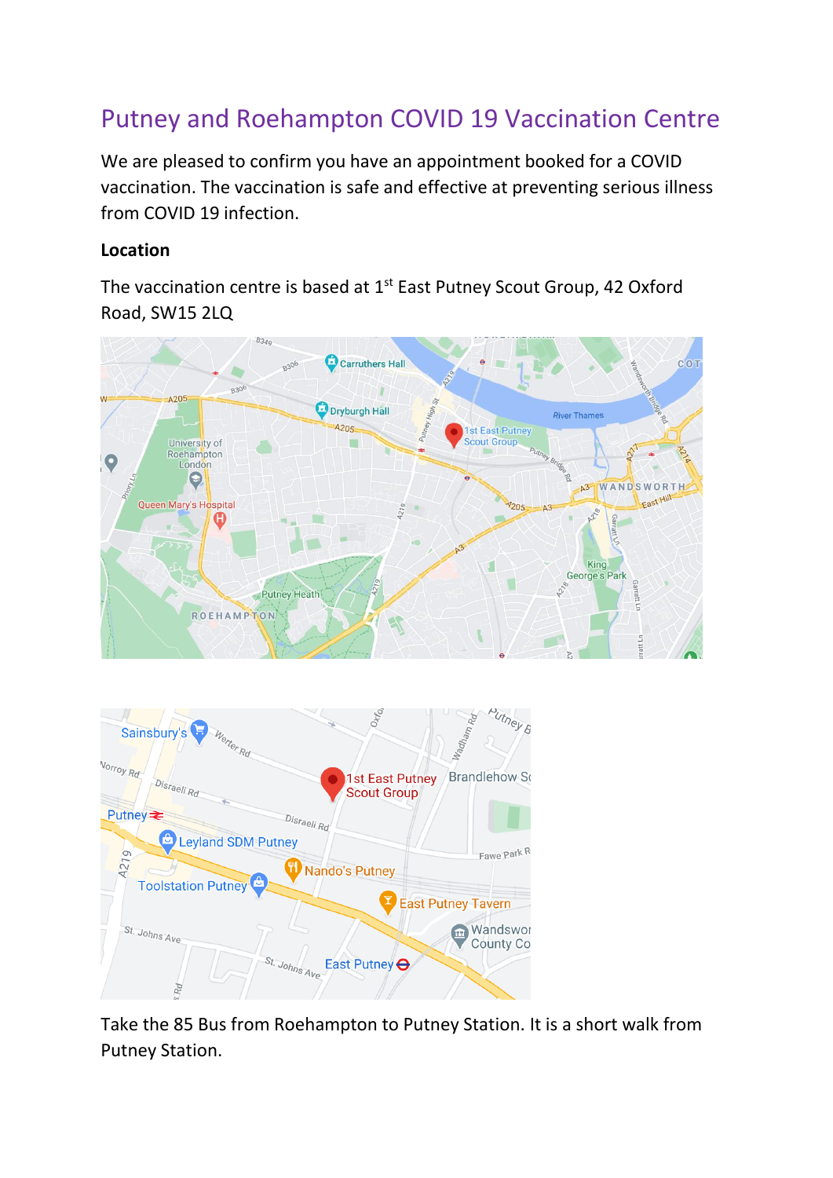# Putney and Roehampton COVID 19 Vaccination Centre

We are pleased to confirm you have an appointment booked for a COVID vaccination. The vaccination is safe and effective at preventing serious illness from COVID 19 infection.

**Location**

The vaccination centre is based at 1st East Putney Scout Group, 42 Oxford Road, SW15 2LQ

Take the 85 Bus from Roehampton to Putney Station. It is a short walk from Putney Station.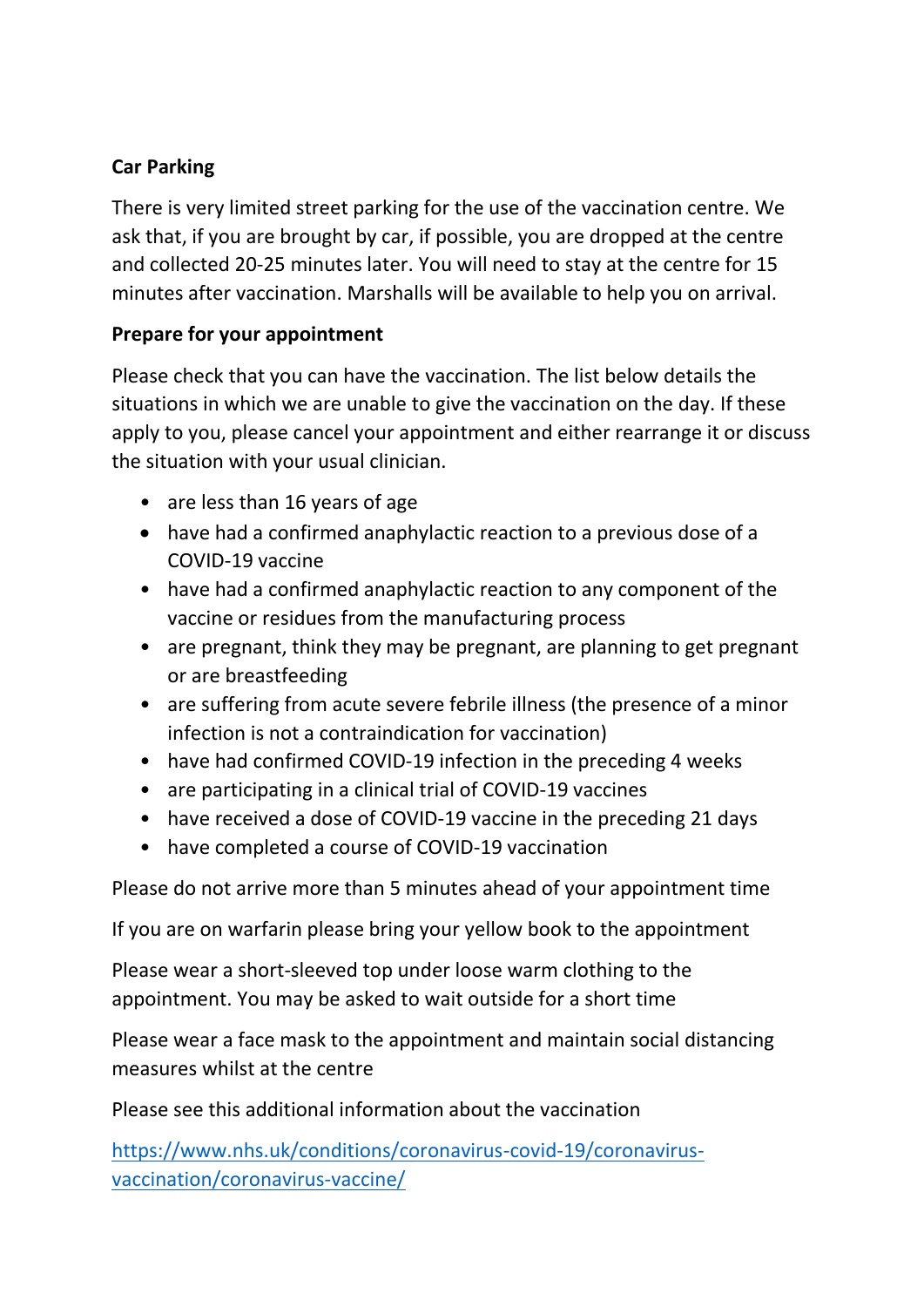**Car Parking**

There is very limited street parking for the use of the vaccination centre. We ask that, if you are brought by car, if possible, you are dropped at the centre and collected 20-25 minutes later. You will need to stay at the centre for 15 minutes after vaccination. Marshalls will be available to help you on arrival.

**Prepare for your appointment**

Please check that you can have the vaccination. The list below details the situations in which we are unable to give the vaccination on the day. If these apply to you, please cancel your appointment and either rearrange it or discuss the situation with your usual clinician.

- are less than 16 years of age
- have had a confirmed anaphylactic reaction to a previous dose of a COVID-19 vaccine
- have had a confirmed anaphylactic reaction to any component of the vaccine or residues from the manufacturing process
- are pregnant, think they may be pregnant, are planning to get pregnant or are breastfeeding
- are suffering from acute severe febrile illness (the presence of a minor infection is not a contraindication for vaccination)
- have had confirmed COVID-19 infection in the preceding 4 weeks
- are participating in a clinical trial of COVID-19 vaccines
- have received a dose of COVID-19 vaccine in the preceding 21 days
- have completed a course of COVID-19 vaccination

Please do not arrive more than 5 minutes ahead of your appointment time

If you are on warfarin please bring your yellow book to the appointment

Please wear a short-sleeved top under loose warm clothing to the appointment. You may be asked to wait outside for a short time

Please wear a face mask to the appointment and maintain social distancing measures whilst at the centre

Please see this additional information about the vaccination

[https://www.nhs.uk/conditions/coronavirus-covid-19/coronavirus-vaccination/coronavirus-vaccine/](https://www.nhs.uk/conditions/coronavirus-covid-19/coronavirus-vaccination/coronavirus-vaccine/)